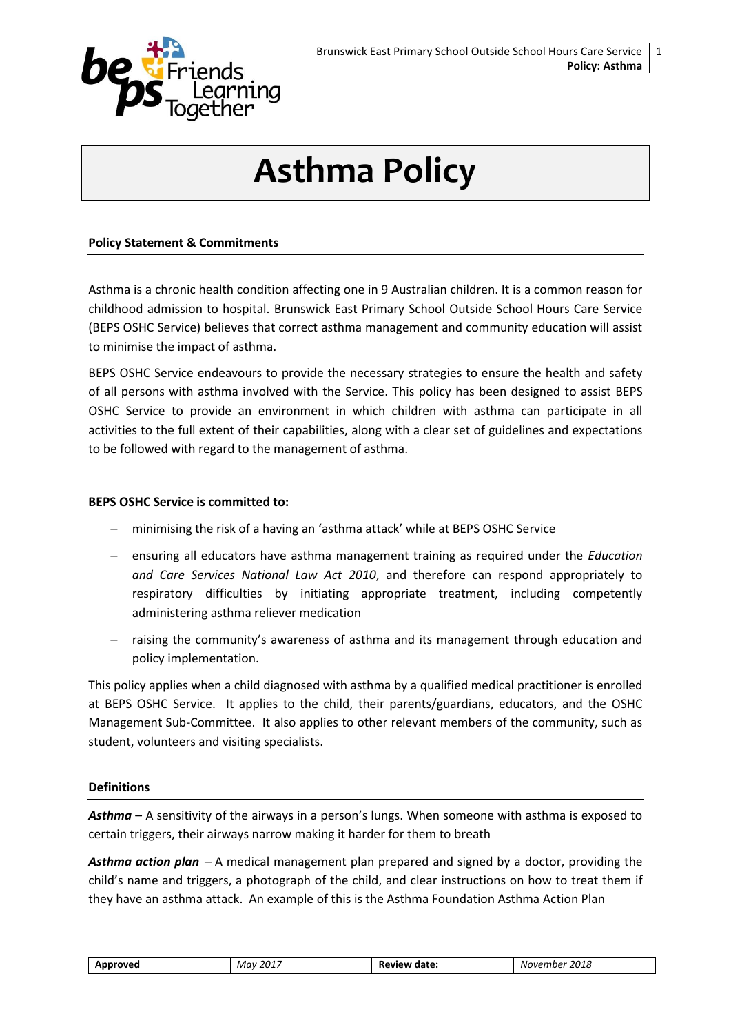# Asthma Policy

## Policy Statement & Commitments

Asthma is a chronic health condition affecting one in 9 Australian children. It is a common reason for childhood admission to hospital. Brunswick East Primary School Outside School Hours Care Service (BEPS OSHC Service) believes that correct asthma management and community education will assist to minimise the impact of asthma.

BEPS OSHC Service endeavours to provide the necessary strategies to ensure the health and safety of all persons with asthma involved with the Service. This policy has been designed to assist BEPS OSHC Service to provide an environment in which children with asthma can participate in all activities to the full extent of their capabilities, along with a clear set of guidelines and expectations to be followed with regard to the management of asthma.

**BEPS OSHC Service is committed to:**

- minimising the risk of a having an 'asthma attack' while at BEPS OSHC Service
- ensuring all educators have asthma management training as required under the *Education and Care Services National Law Act 2010*, and therefore can respond appropriately to respiratory difficulties by initiating appropriate treatment, including competently administering asthma reliever medication
- raising the community's awareness of asthma and its management through education and policy implementation.

This policy applies when a child diagnosed with asthma by a qualified medical practitioner is enrolled at BEPS OSHC Service. It applies to the child, their parents/guardians, educators, and the OSHC Management Sub-Committee. It also applies to other relevant members of the community, such as student, volunteers and visiting specialists.

## Definitions

***Asthma*** – A sensitivity of the airways in a person's lungs. When someone with asthma is exposed to certain triggers, their airways narrow making it harder for them to breath

***Asthma action plan*** – A medical management plan prepared and signed by a doctor, providing the child's name and triggers, a photograph of the child, and clear instructions on how to treat them if they have an asthma attack. An example of this is the Asthma Foundation Asthma Action Plan

| Approved | May 2017 | Review date: | November 2018 |
| --- | --- | --- | --- |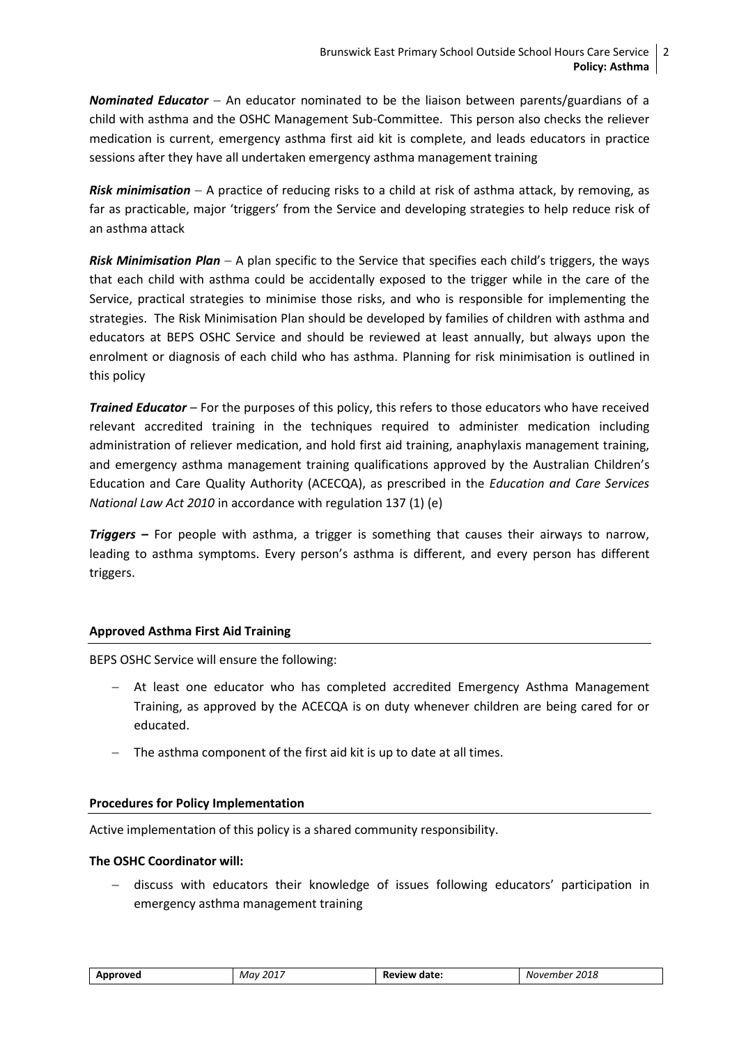***Nominated Educator*** – An educator nominated to be the liaison between parents/guardians of a child with asthma and the OSHC Management Sub-Committee. This person also checks the reliever medication is current, emergency asthma first aid kit is complete, and leads educators in practice sessions after they have all undertaken emergency asthma management training

***Risk minimisation*** – A practice of reducing risks to a child at risk of asthma attack, by removing, as far as practicable, major 'triggers' from the Service and developing strategies to help reduce risk of an asthma attack

***Risk Minimisation Plan*** – A plan specific to the Service that specifies each child's triggers, the ways that each child with asthma could be accidentally exposed to the trigger while in the care of the Service, practical strategies to minimise those risks, and who is responsible for implementing the strategies. The Risk Minimisation Plan should be developed by families of children with asthma and educators at BEPS OSHC Service and should be reviewed at least annually, but always upon the enrolment or diagnosis of each child who has asthma. Planning for risk minimisation is outlined in this policy

***Trained Educator*** – For the purposes of this policy, this refers to those educators who have received relevant accredited training in the techniques required to administer medication including administration of reliever medication, and hold first aid training, anaphylaxis management training, and emergency asthma management training qualifications approved by the Australian Children's Education and Care Quality Authority (ACECQA), as prescribed in the *Education and Care Services National Law Act 2010* in accordance with regulation 137 (1) (e)

***Triggers –*** For people with asthma, a trigger is something that causes their airways to narrow, leading to asthma symptoms. Every person's asthma is different, and every person has different triggers.

## Approved Asthma First Aid Training

BEPS OSHC Service will ensure the following:

- At least one educator who has completed accredited Emergency Asthma Management Training, as approved by the ACECQA is on duty whenever children are being cared for or educated.
- The asthma component of the first aid kit is up to date at all times.

## Procedures for Policy Implementation

Active implementation of this policy is a shared community responsibility.

**The OSHC Coordinator will:**

- discuss with educators their knowledge of issues following educators' participation in emergency asthma management training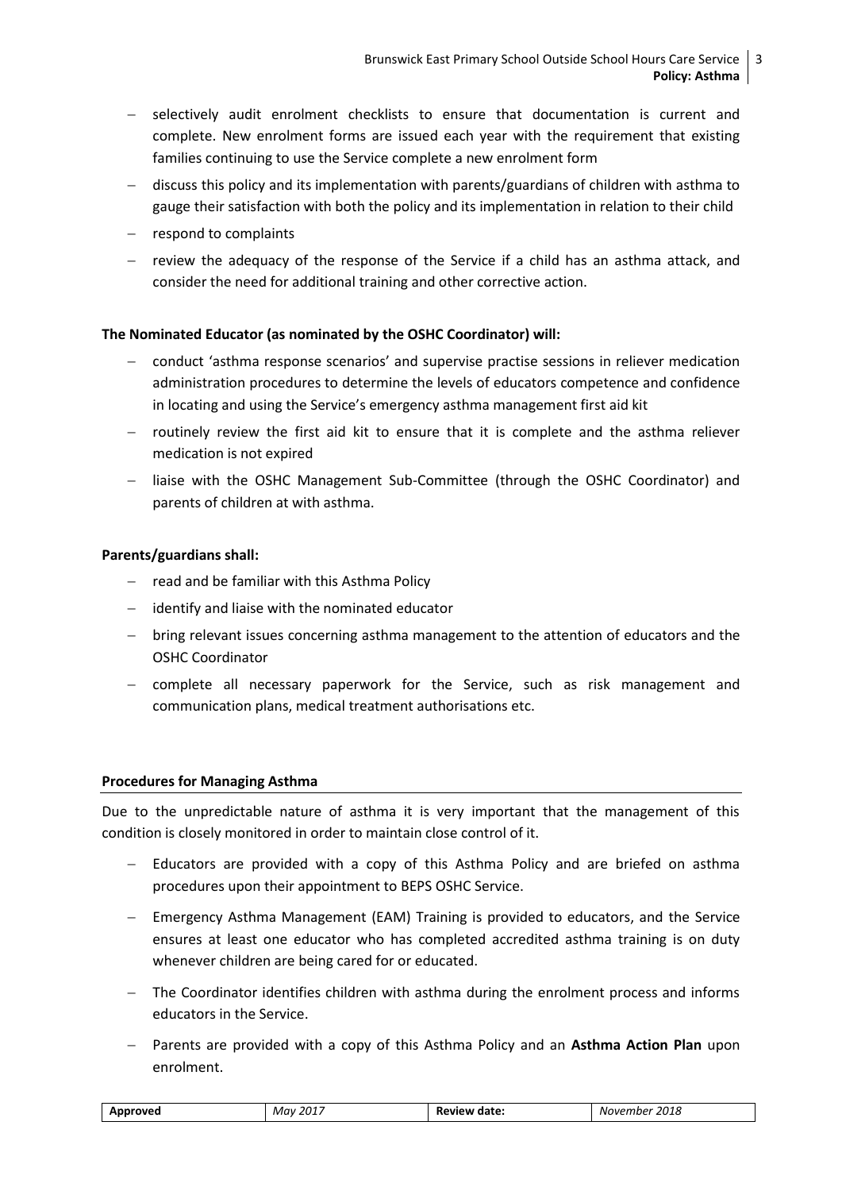- selectively audit enrolment checklists to ensure that documentation is current and complete. New enrolment forms are issued each year with the requirement that existing families continuing to use the Service complete a new enrolment form
- discuss this policy and its implementation with parents/guardians of children with asthma to gauge their satisfaction with both the policy and its implementation in relation to their child
- respond to complaints
- review the adequacy of the response of the Service if a child has an asthma attack, and consider the need for additional training and other corrective action.

**The Nominated Educator (as nominated by the OSHC Coordinator) will:**

- conduct 'asthma response scenarios' and supervise practise sessions in reliever medication administration procedures to determine the levels of educators competence and confidence in locating and using the Service's emergency asthma management first aid kit
- routinely review the first aid kit to ensure that it is complete and the asthma reliever medication is not expired
- liaise with the OSHC Management Sub-Committee (through the OSHC Coordinator) and parents of children at with asthma.

**Parents/guardians shall:**

- read and be familiar with this Asthma Policy
- identify and liaise with the nominated educator
- bring relevant issues concerning asthma management to the attention of educators and the OSHC Coordinator
- complete all necessary paperwork for the Service, such as risk management and communication plans, medical treatment authorisations etc.

## Procedures for Managing Asthma

Due to the unpredictable nature of asthma it is very important that the management of this condition is closely monitored in order to maintain close control of it.

- Educators are provided with a copy of this Asthma Policy and are briefed on asthma procedures upon their appointment to BEPS OSHC Service.
- Emergency Asthma Management (EAM) Training is provided to educators, and the Service ensures at least one educator who has completed accredited asthma training is on duty whenever children are being cared for or educated.
- The Coordinator identifies children with asthma during the enrolment process and informs educators in the Service.
- Parents are provided with a copy of this Asthma Policy and an **Asthma Action Plan** upon enrolment.

| **Approved** | *May 2017* | **Review date:** | *November 2018* |
|---|---|---|---|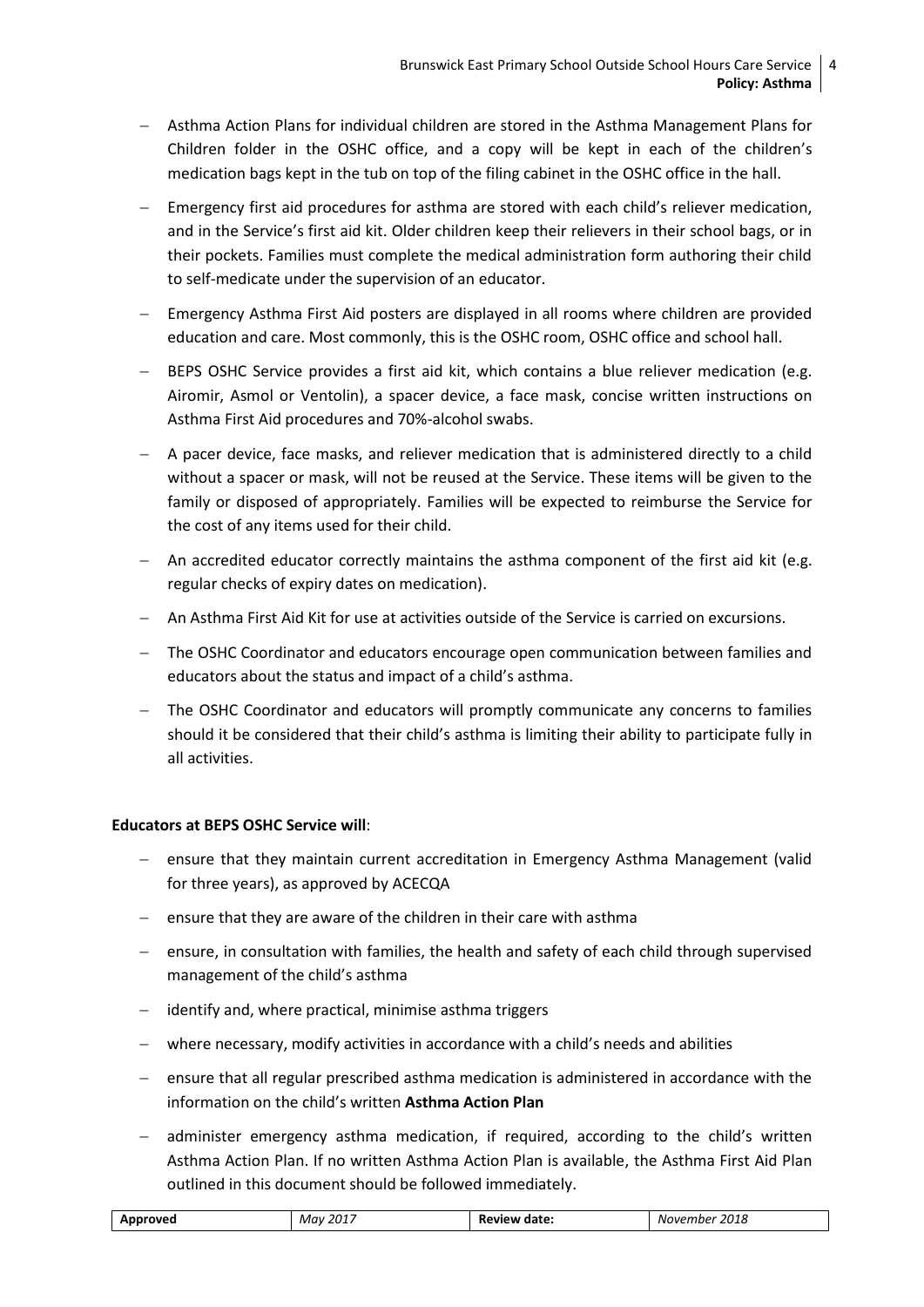- Asthma Action Plans for individual children are stored in the Asthma Management Plans for Children folder in the OSHC office, and a copy will be kept in each of the children's medication bags kept in the tub on top of the filing cabinet in the OSHC office in the hall.
- Emergency first aid procedures for asthma are stored with each child's reliever medication, and in the Service's first aid kit. Older children keep their relievers in their school bags, or in their pockets. Families must complete the medical administration form authoring their child to self-medicate under the supervision of an educator.
- Emergency Asthma First Aid posters are displayed in all rooms where children are provided education and care. Most commonly, this is the OSHC room, OSHC office and school hall.
- BEPS OSHC Service provides a first aid kit, which contains a blue reliever medication (e.g. Airomir, Asmol or Ventolin), a spacer device, a face mask, concise written instructions on Asthma First Aid procedures and 70%-alcohol swabs.
- A pacer device, face masks, and reliever medication that is administered directly to a child without a spacer or mask, will not be reused at the Service. These items will be given to the family or disposed of appropriately. Families will be expected to reimburse the Service for the cost of any items used for their child.
- An accredited educator correctly maintains the asthma component of the first aid kit (e.g. regular checks of expiry dates on medication).
- An Asthma First Aid Kit for use at activities outside of the Service is carried on excursions.
- The OSHC Coordinator and educators encourage open communication between families and educators about the status and impact of a child's asthma.
- The OSHC Coordinator and educators will promptly communicate any concerns to families should it be considered that their child's asthma is limiting their ability to participate fully in all activities.

**Educators at BEPS OSHC Service will**:

- ensure that they maintain current accreditation in Emergency Asthma Management (valid for three years), as approved by ACECQA
- ensure that they are aware of the children in their care with asthma
- ensure, in consultation with families, the health and safety of each child through supervised management of the child's asthma
- identify and, where practical, minimise asthma triggers
- where necessary, modify activities in accordance with a child's needs and abilities
- ensure that all regular prescribed asthma medication is administered in accordance with the information on the child's written **Asthma Action Plan**
- administer emergency asthma medication, if required, according to the child's written Asthma Action Plan. If no written Asthma Action Plan is available, the Asthma First Aid Plan outlined in this document should be followed immediately.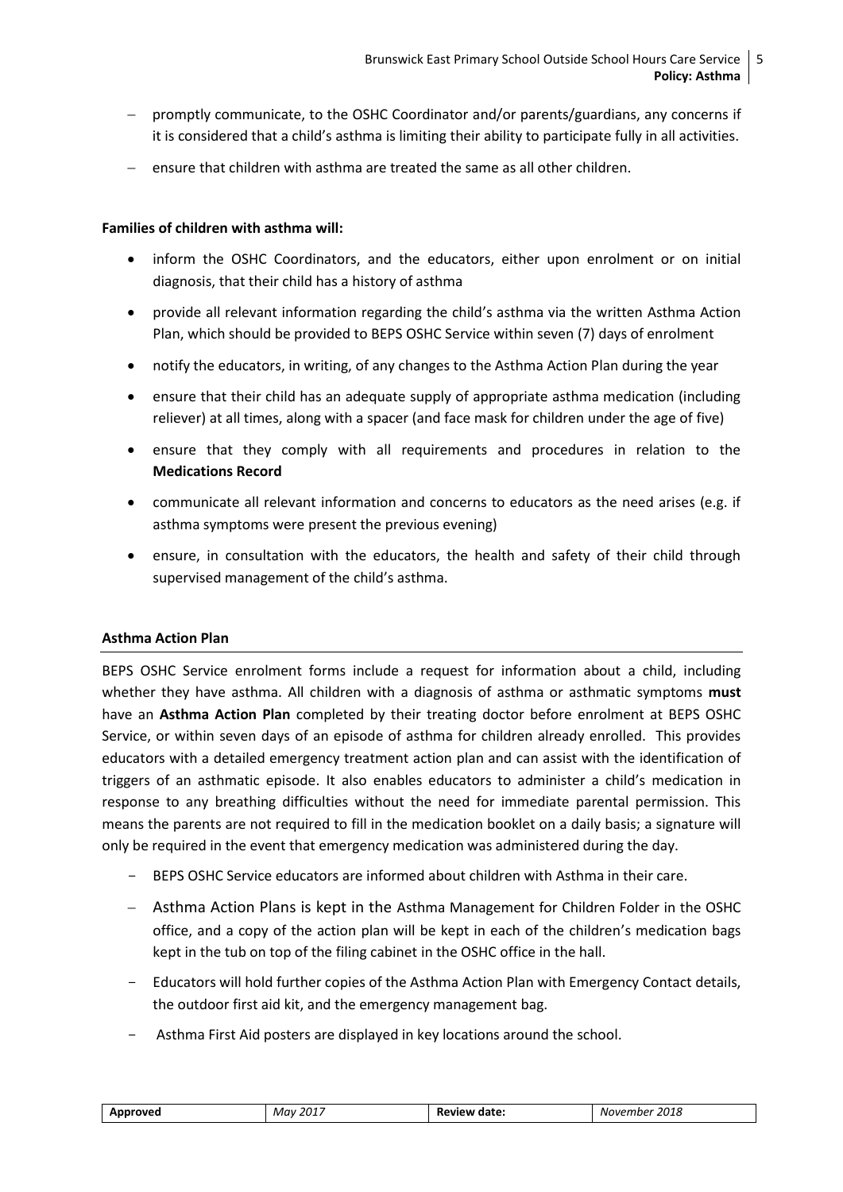- promptly communicate, to the OSHC Coordinator and/or parents/guardians, any concerns if it is considered that a child's asthma is limiting their ability to participate fully in all activities.
- ensure that children with asthma are treated the same as all other children.

**Families of children with asthma will:**

- inform the OSHC Coordinators, and the educators, either upon enrolment or on initial diagnosis, that their child has a history of asthma
- provide all relevant information regarding the child's asthma via the written Asthma Action Plan, which should be provided to BEPS OSHC Service within seven (7) days of enrolment
- notify the educators, in writing, of any changes to the Asthma Action Plan during the year
- ensure that their child has an adequate supply of appropriate asthma medication (including reliever) at all times, along with a spacer (and face mask for children under the age of five)
- ensure that they comply with all requirements and procedures in relation to the **Medications Record**
- communicate all relevant information and concerns to educators as the need arises (e.g. if asthma symptoms were present the previous evening)
- ensure, in consultation with the educators, the health and safety of their child through supervised management of the child's asthma.

**Asthma Action Plan**

BEPS OSHC Service enrolment forms include a request for information about a child, including whether they have asthma. All children with a diagnosis of asthma or asthmatic symptoms **must** have an **Asthma Action Plan** completed by their treating doctor before enrolment at BEPS OSHC Service, or within seven days of an episode of asthma for children already enrolled. This provides educators with a detailed emergency treatment action plan and can assist with the identification of triggers of an asthmatic episode. It also enables educators to administer a child's medication in response to any breathing difficulties without the need for immediate parental permission. This means the parents are not required to fill in the medication booklet on a daily basis; a signature will only be required in the event that emergency medication was administered during the day.

- BEPS OSHC Service educators are informed about children with Asthma in their care.
- Asthma Action Plans is kept in the Asthma Management for Children Folder in the OSHC office, and a copy of the action plan will be kept in each of the children's medication bags kept in the tub on top of the filing cabinet in the OSHC office in the hall.
- Educators will hold further copies of the Asthma Action Plan with Emergency Contact details, the outdoor first aid kit, and the emergency management bag.
- Asthma First Aid posters are displayed in key locations around the school.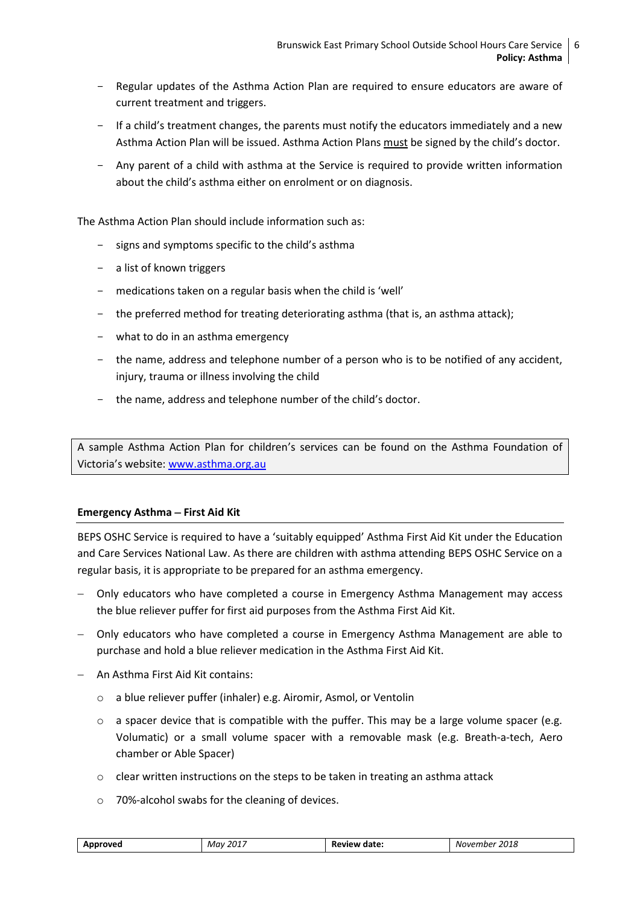- Regular updates of the Asthma Action Plan are required to ensure educators are aware of current treatment and triggers.
- If a child's treatment changes, the parents must notify the educators immediately and a new Asthma Action Plan will be issued. Asthma Action Plans must be signed by the child's doctor.
- Any parent of a child with asthma at the Service is required to provide written information about the child's asthma either on enrolment or on diagnosis.

The Asthma Action Plan should include information such as:

- signs and symptoms specific to the child's asthma
- a list of known triggers
- medications taken on a regular basis when the child is 'well'
- the preferred method for treating deteriorating asthma (that is, an asthma attack);
- what to do in an asthma emergency
- the name, address and telephone number of a person who is to be notified of any accident, injury, trauma or illness involving the child
- the name, address and telephone number of the child's doctor.

> A sample Asthma Action Plan for children's services can be found on the Asthma Foundation of Victoria's website: [www.asthma.org.au](http://www.asthma.org.au)

### Emergency Asthma – First Aid Kit

BEPS OSHC Service is required to have a 'suitably equipped' Asthma First Aid Kit under the Education and Care Services National Law. As there are children with asthma attending BEPS OSHC Service on a regular basis, it is appropriate to be prepared for an asthma emergency.

- Only educators who have completed a course in Emergency Asthma Management may access the blue reliever puffer for first aid purposes from the Asthma First Aid Kit.
- Only educators who have completed a course in Emergency Asthma Management are able to purchase and hold a blue reliever medication in the Asthma First Aid Kit.
- An Asthma First Aid Kit contains:
  - a blue reliever puffer (inhaler) e.g. Airomir, Asmol, or Ventolin
  - a spacer device that is compatible with the puffer. This may be a large volume spacer (e.g. Volumatic) or a small volume spacer with a removable mask (e.g. Breath-a-tech, Aero chamber or Able Spacer)
  - clear written instructions on the steps to be taken in treating an asthma attack
  - 70%-alcohol swabs for the cleaning of devices.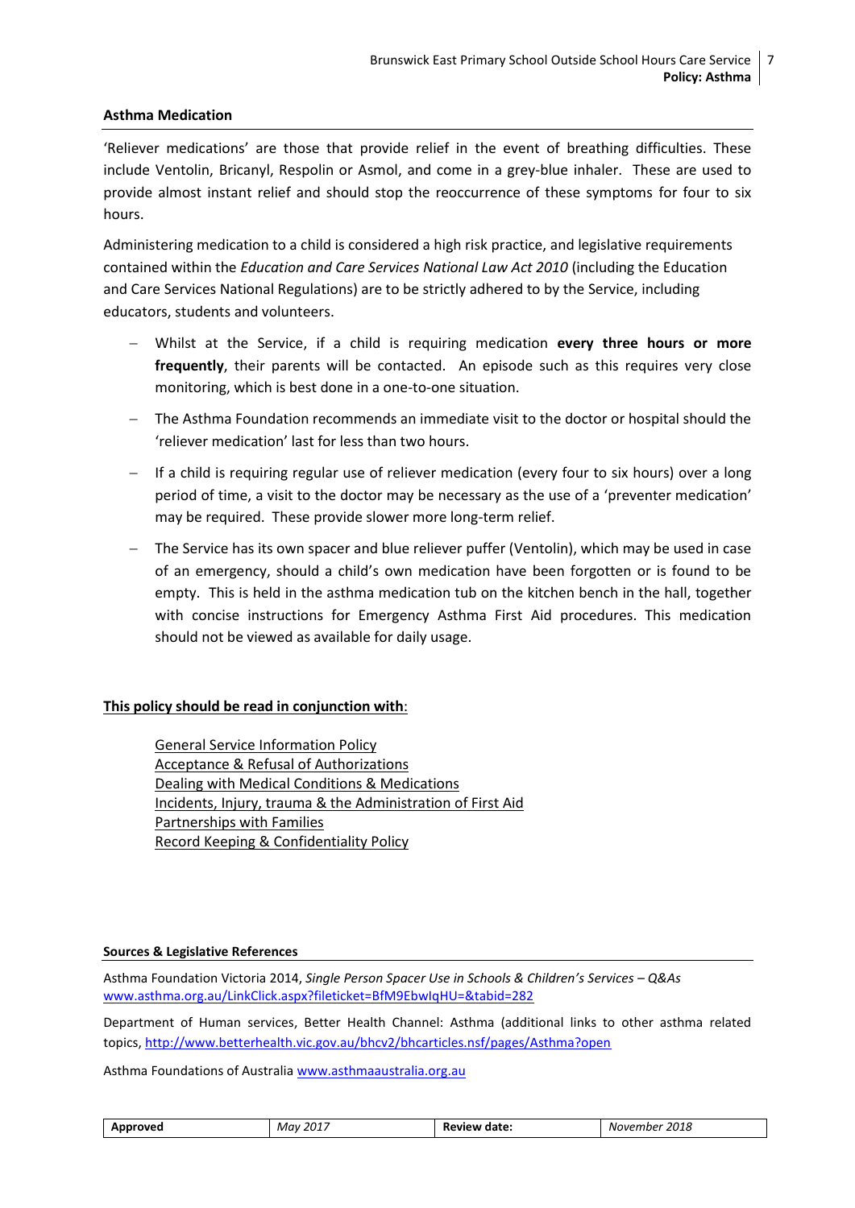## Asthma Medication

'Reliever medications' are those that provide relief in the event of breathing difficulties. These include Ventolin, Bricanyl, Respolin or Asmol, and come in a grey-blue inhaler. These are used to provide almost instant relief and should stop the reoccurrence of these symptoms for four to six hours.

Administering medication to a child is considered a high risk practice, and legislative requirements contained within the *Education and Care Services National Law Act 2010* (including the Education and Care Services National Regulations) are to be strictly adhered to by the Service, including educators, students and volunteers.

- Whilst at the Service, if a child is requiring medication **every three hours or more frequently**, their parents will be contacted. An episode such as this requires very close monitoring, which is best done in a one-to-one situation.
- The Asthma Foundation recommends an immediate visit to the doctor or hospital should the 'reliever medication' last for less than two hours.
- If a child is requiring regular use of reliever medication (every four to six hours) over a long period of time, a visit to the doctor may be necessary as the use of a 'preventer medication' may be required. These provide slower more long-term relief.
- The Service has its own spacer and blue reliever puffer (Ventolin), which may be used in case of an emergency, should a child's own medication have been forgotten or is found to be empty. This is held in the asthma medication tub on the kitchen bench in the hall, together with concise instructions for Emergency Asthma First Aid procedures. This medication should not be viewed as available for daily usage.

**This policy should be read in conjunction with**:

General Service Information Policy
Acceptance & Refusal of Authorizations
Dealing with Medical Conditions & Medications
Incidents, Injury, trauma & the Administration of First Aid
Partnerships with Families
Record Keeping & Confidentiality Policy

#### Sources & Legislative References

Asthma Foundation Victoria 2014, *Single Person Spacer Use in Schools & Children's Services – Q&As* www.asthma.org.au/LinkClick.aspx?fileticket=BfM9EbwIqHU=&tabid=282

Department of Human services, Better Health Channel: Asthma (additional links to other asthma related topics, http://www.betterhealth.vic.gov.au/bhcv2/bhcarticles.nsf/pages/Asthma?open

Asthma Foundations of Australia www.asthmaaustralia.org.au

| Approved | *May 2017* | Review date: | *November 2018* |
|---|---|---|---|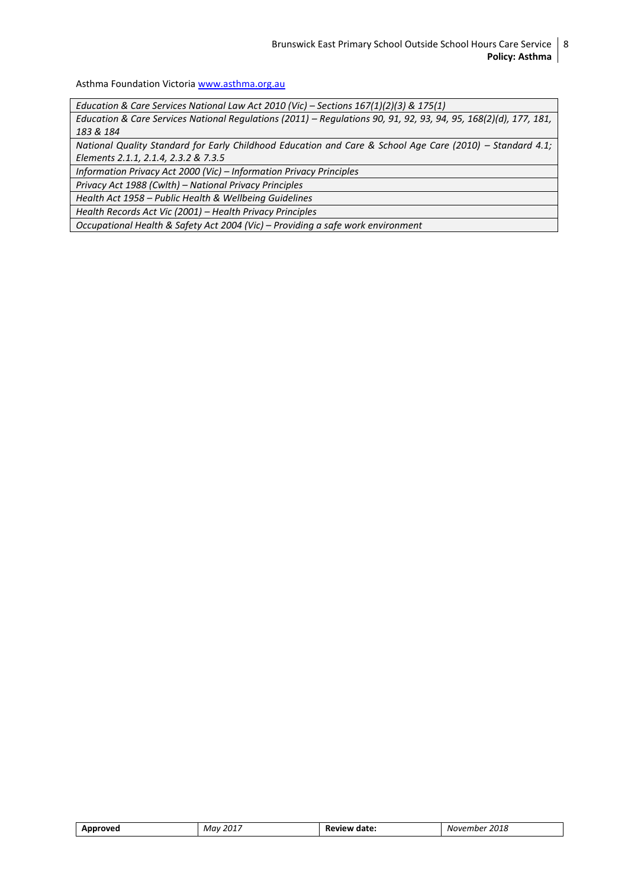Asthma Foundation Victoria [www.asthma.org.au](http://www.asthma.org.au)

| *Education & Care Services National Law Act 2010 (Vic) – Sections 167(1)(2)(3) & 175(1)* |
|---|
| *Education & Care Services National Regulations (2011) – Regulations 90, 91, 92, 93, 94, 95, 168(2)(d), 177, 181, 183 & 184* |
| *National Quality Standard for Early Childhood Education and Care & School Age Care (2010) – Standard 4.1; Elements 2.1.1, 2.1.4, 2.3.2 & 7.3.5* |
| *Information Privacy Act 2000 (Vic) – Information Privacy Principles* |
| *Privacy Act 1988 (Cwlth) – National Privacy Principles* |
| *Health Act 1958 – Public Health & Wellbeing Guidelines* |
| *Health Records Act Vic (2001) – Health Privacy Principles* |
| *Occupational Health & Safety Act 2004 (Vic) – Providing a safe work environment* |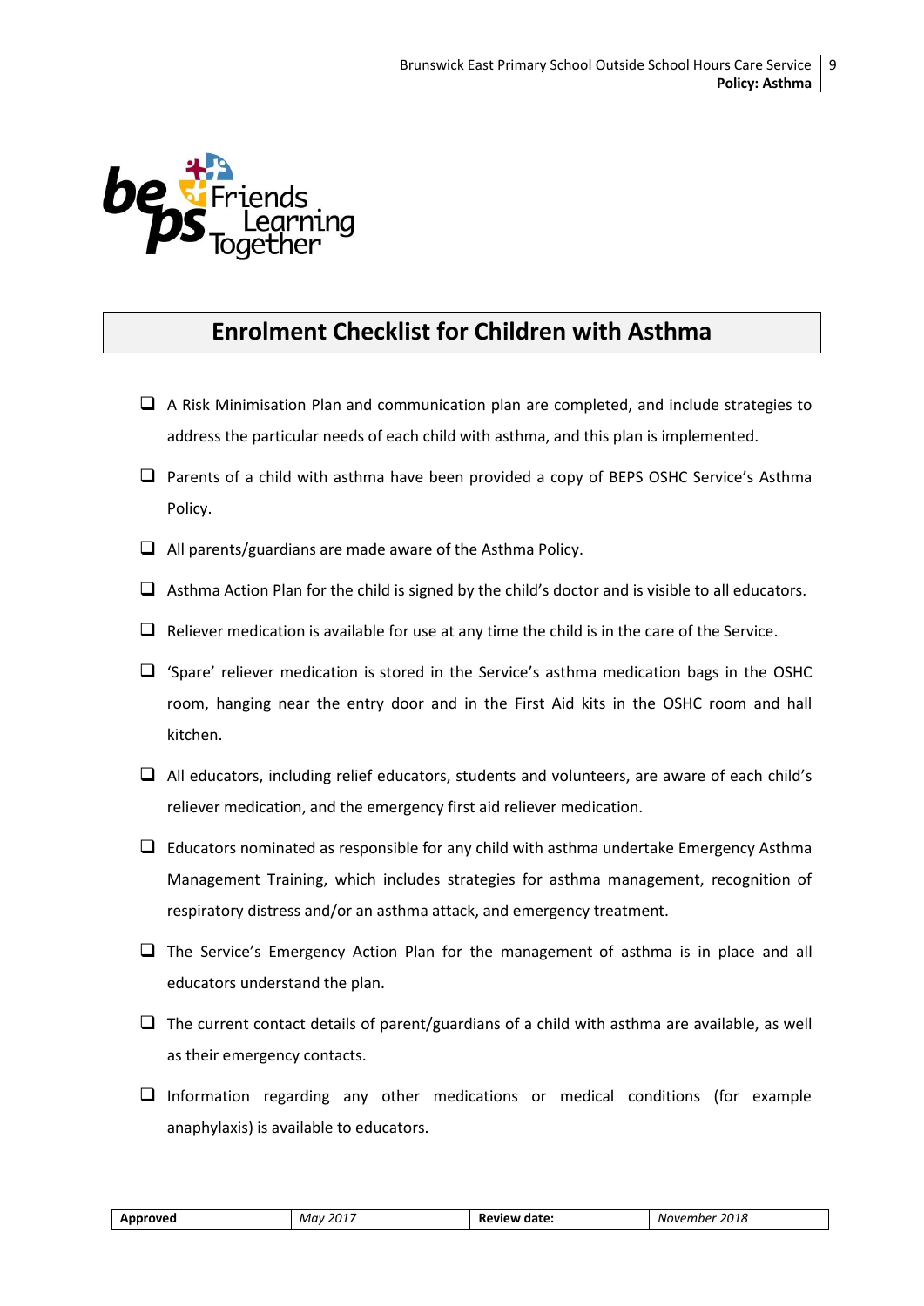## Enrolment Checklist for Children with Asthma

- [ ] A Risk Minimisation Plan and communication plan are completed, and include strategies to address the particular needs of each child with asthma, and this plan is implemented.
- [ ] Parents of a child with asthma have been provided a copy of BEPS OSHC Service's Asthma Policy.
- [ ] All parents/guardians are made aware of the Asthma Policy.
- [ ] Asthma Action Plan for the child is signed by the child's doctor and is visible to all educators.
- [ ] Reliever medication is available for use at any time the child is in the care of the Service.
- [ ] 'Spare' reliever medication is stored in the Service's asthma medication bags in the OSHC room, hanging near the entry door and in the First Aid kits in the OSHC room and hall kitchen.
- [ ] All educators, including relief educators, students and volunteers, are aware of each child's reliever medication, and the emergency first aid reliever medication.
- [ ] Educators nominated as responsible for any child with asthma undertake Emergency Asthma Management Training, which includes strategies for asthma management, recognition of respiratory distress and/or an asthma attack, and emergency treatment.
- [ ] The Service's Emergency Action Plan for the management of asthma is in place and all educators understand the plan.
- [ ] The current contact details of parent/guardians of a child with asthma are available, as well as their emergency contacts.
- [ ] Information regarding any other medications or medical conditions (for example anaphylaxis) is available to educators.

| **Approved** | *May 2017* | **Review date:** | *November 2018* |
|---|---|---|---|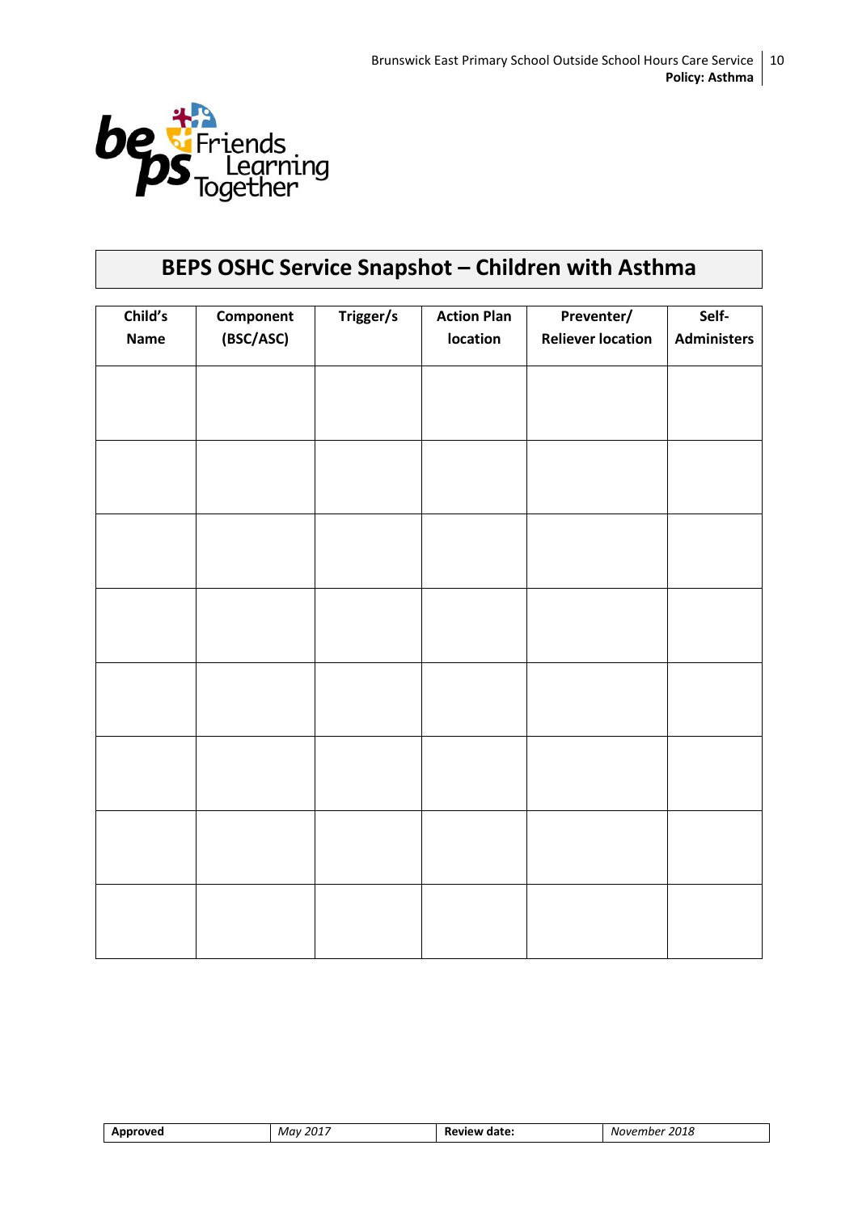# BEPS OSHC Service Snapshot – Children with Asthma

| Child's Name | Component (BSC/ASC) | Trigger/s | Action Plan location | Preventer/ Reliever location | Self-Administers |
|---|---|---|---|---|---|
| | | | | | |
| | | | | | |
| | | | | | |
| | | | | | |
| | | | | | |
| | | | | | |
| | | | | | |
| | | | | | |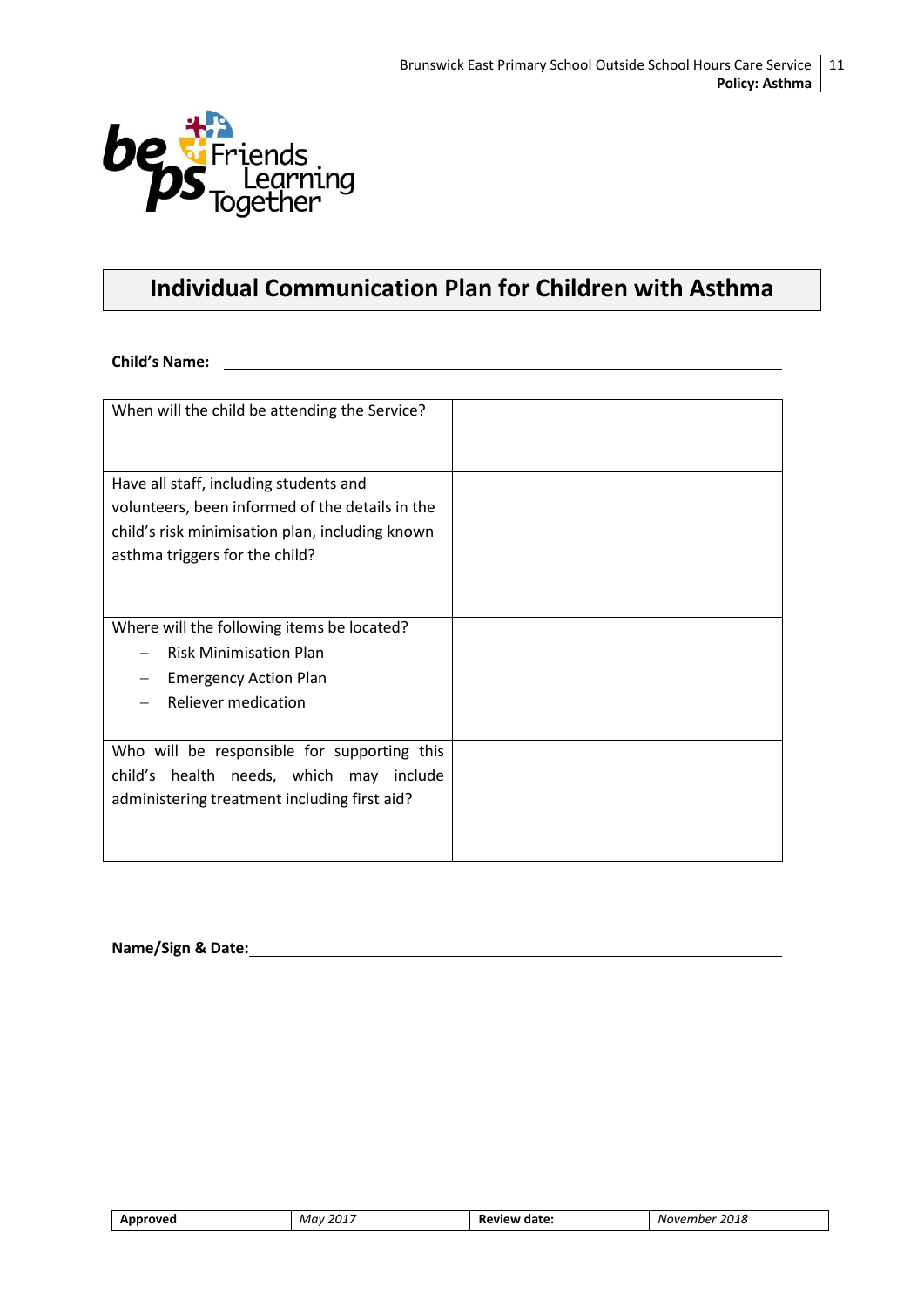# Individual Communication Plan for Children with Asthma

**Child's Name:** ____________________________________________

| | |
|---|---|
| When will the child be attending the Service? | |
| Have all staff, including students and volunteers, been informed of the details in the child's risk minimisation plan, including known asthma triggers for the child? | |
| Where will the following items be located?<br>– Risk Minimisation Plan<br>– Emergency Action Plan<br>– Reliever medication | |
| Who will be responsible for supporting this child's health needs, which may include administering treatment including first aid? | |

**Name/Sign & Date:** ____________________________________________

| **Approved** | *May 2017* | **Review date:** | *November 2018* |
|---|---|---|---|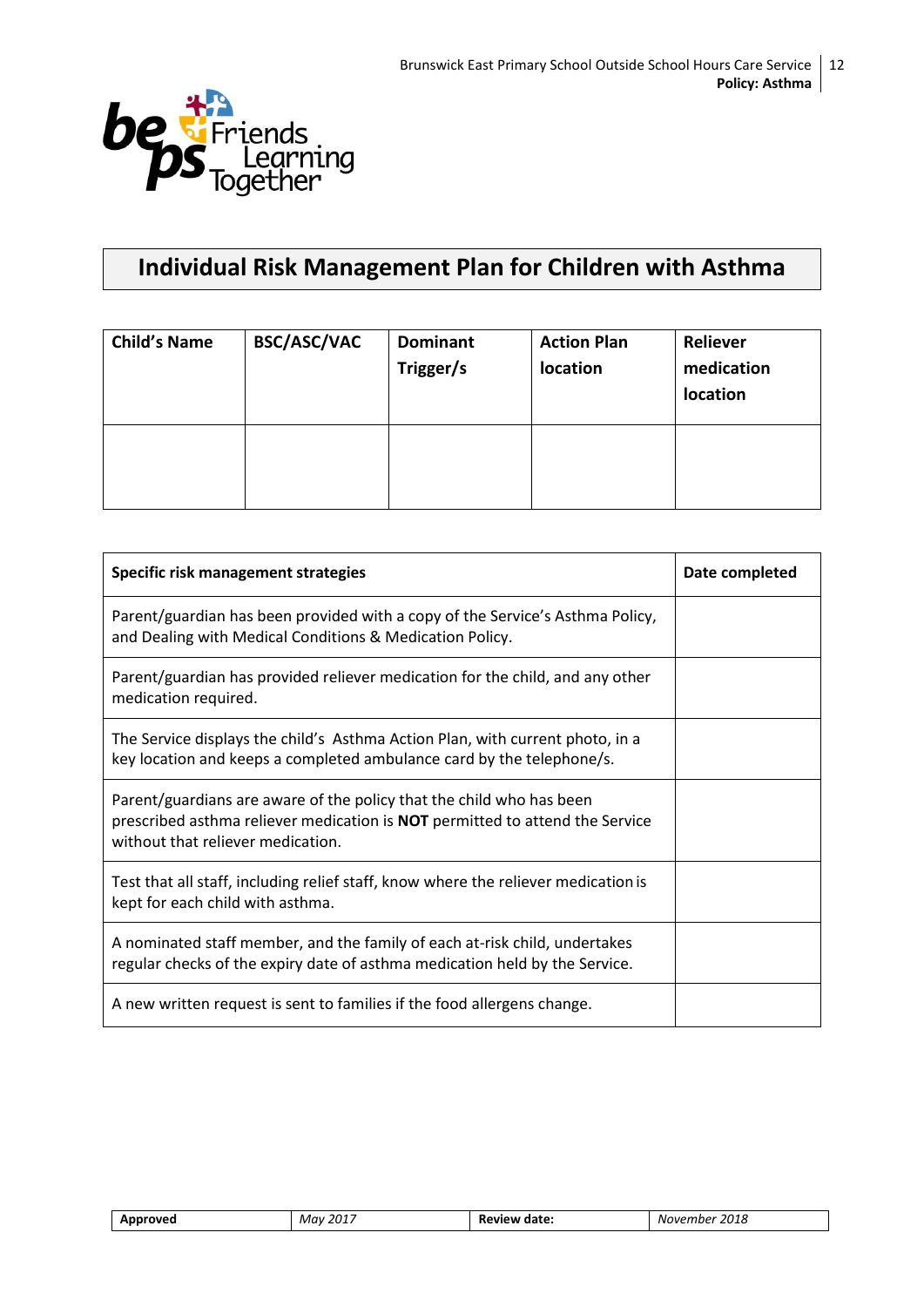# Individual Risk Management Plan for Children with Asthma

| Child's Name | BSC/ASC/VAC | Dominant Trigger/s | Action Plan location | Reliever medication location |
|---|---|---|---|---|
| | | | | |

| Specific risk management strategies | Date completed |
|---|---|
| Parent/guardian has been provided with a copy of the Service's Asthma Policy, and Dealing with Medical Conditions & Medication Policy. | |
| Parent/guardian has provided reliever medication for the child, and any other medication required. | |
| The Service displays the child's Asthma Action Plan, with current photo, in a key location and keeps a completed ambulance card by the telephone/s. | |
| Parent/guardians are aware of the policy that the child who has been prescribed asthma reliever medication is **NOT** permitted to attend the Service without that reliever medication. | |
| Test that all staff, including relief staff, know where the reliever medication is kept for each child with asthma. | |
| A nominated staff member, and the family of each at-risk child, undertakes regular checks of the expiry date of asthma medication held by the Service. | |
| A new written request is sent to families if the food allergens change. | |

| **Approved** | *May 2017* | **Review date:** | *November 2018* |
|---|---|---|---|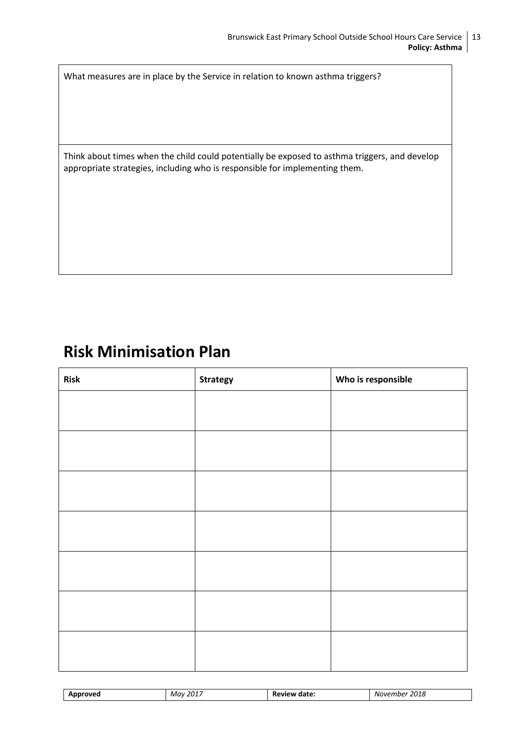| What measures are in place by the Service in relation to known asthma triggers? |
| --- |
| Think about times when the child could potentially be exposed to asthma triggers, and develop appropriate strategies, including who is responsible for implementing them. |

# Risk Minimisation Plan

| Risk | Strategy | Who is responsible |
| --- | --- | --- |
| | | |
| | | |
| | | |
| | | |
| | | |
| | | |
| | | |

| **Approved** | *May 2017* | **Review date:** | *November 2018* |
| --- | --- | --- | --- |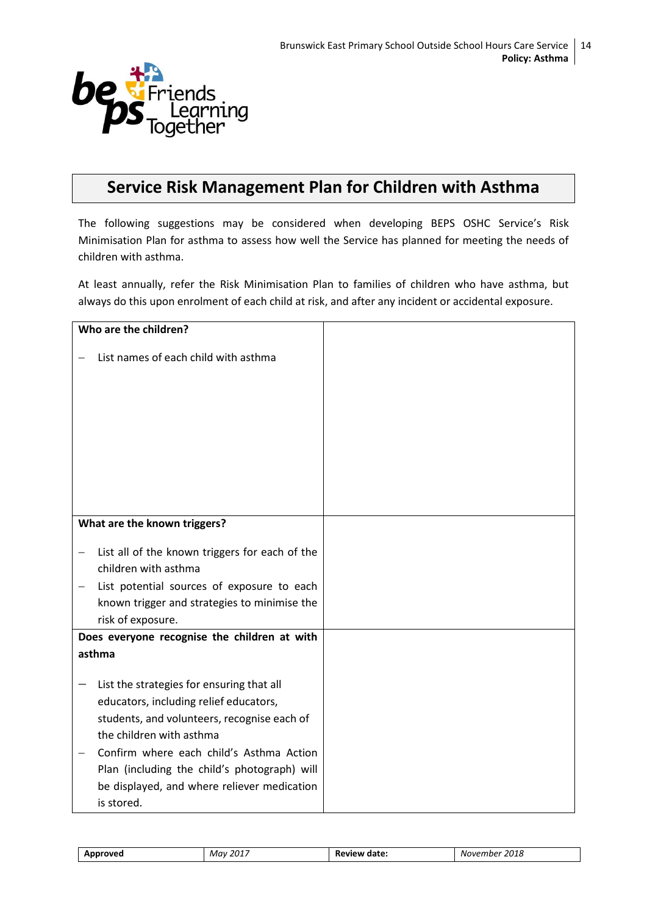## Service Risk Management Plan for Children with Asthma

The following suggestions may be considered when developing BEPS OSHC Service's Risk Minimisation Plan for asthma to assess how well the Service has planned for meeting the needs of children with asthma.

At least annually, refer the Risk Minimisation Plan to families of children who have asthma, but always do this upon enrolment of each child at risk, and after any incident or accidental exposure.

| | |
|---|---|
| **Who are the children?**<br><br>– List names of each child with asthma | |
| **What are the known triggers?**<br><br>– List all of the known triggers for each of the children with asthma<br>– List potential sources of exposure to each known trigger and strategies to minimise the risk of exposure. | |
| **Does everyone recognise the children at with asthma**<br><br>– List the strategies for ensuring that all educators, including relief educators, students, and volunteers, recognise each of the children with asthma<br>– Confirm where each child's Asthma Action Plan (including the child's photograph) will be displayed, and where reliever medication is stored. | |

| Approved | May 2017 | Review date: | November 2018 |
|---|---|---|---|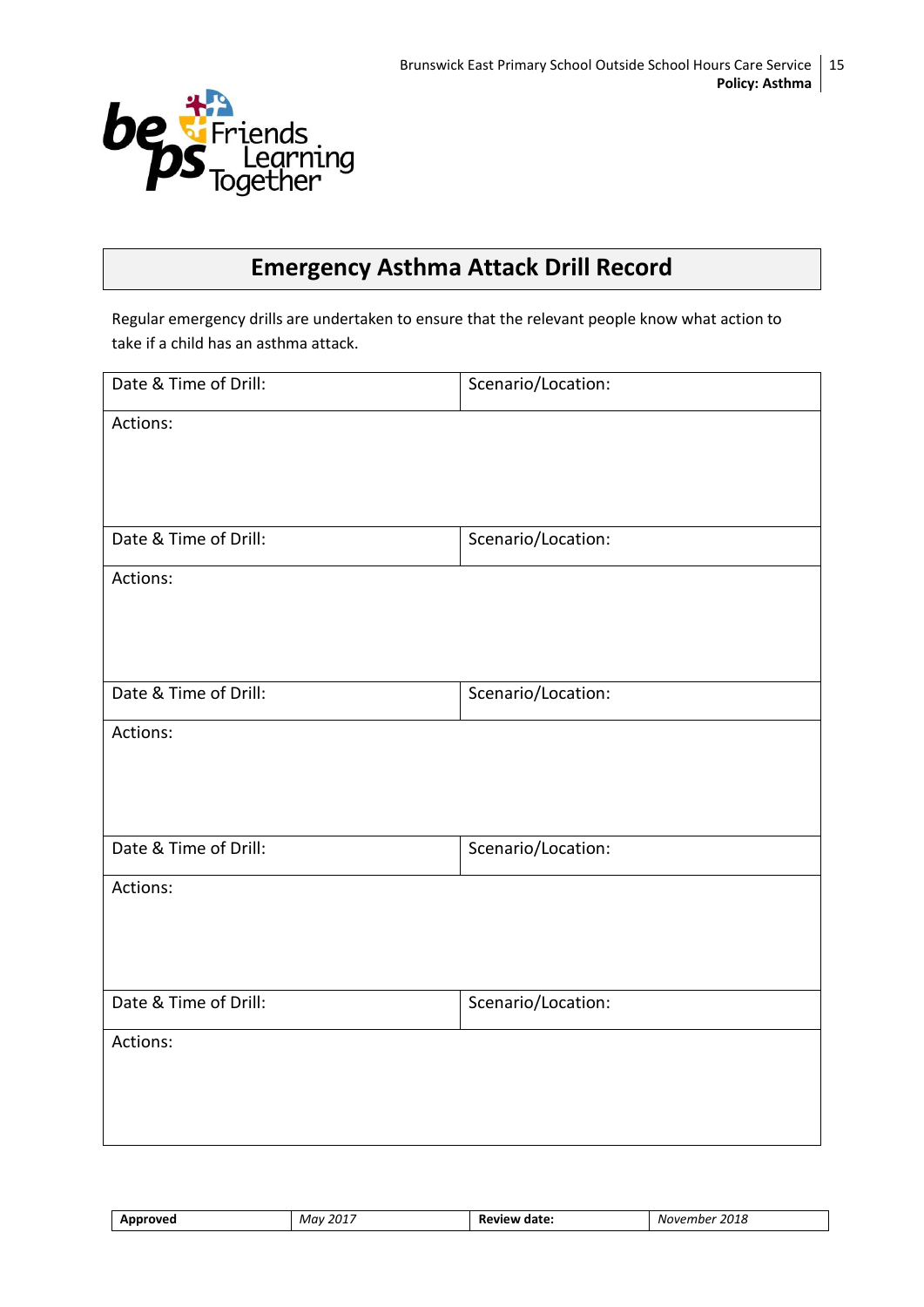# Emergency Asthma Attack Drill Record

Regular emergency drills are undertaken to ensure that the relevant people know what action to take if a child has an asthma attack.

| Date & Time of Drill: | Scenario/Location: |
|---|---|
| Actions: | |
| Date & Time of Drill: | Scenario/Location: |
| Actions: | |
| Date & Time of Drill: | Scenario/Location: |
| Actions: | |
| Date & Time of Drill: | Scenario/Location: |
| Actions: | |
| Date & Time of Drill: | Scenario/Location: |
| Actions: | |

| **Approved** | *May 2017* | **Review date:** | *November 2018* |
|---|---|---|---|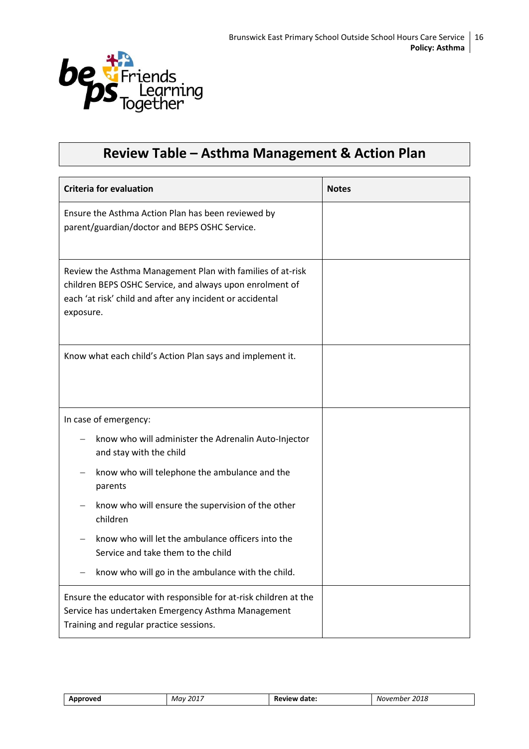## Review Table – Asthma Management & Action Plan

| Criteria for evaluation | Notes |
| --- | --- |
| Ensure the Asthma Action Plan has been reviewed by parent/guardian/doctor and BEPS OSHC Service. | |
| Review the Asthma Management Plan with families of at-risk children BEPS OSHC Service, and always upon enrolment of each 'at risk' child and after any incident or accidental exposure. | |
| Know what each child's Action Plan says and implement it. | |
| In case of emergency:<br>– know who will administer the Adrenalin Auto-Injector and stay with the child<br>– know who will telephone the ambulance and the parents<br>– know who will ensure the supervision of the other children<br>– know who will let the ambulance officers into the Service and take them to the child<br>– know who will go in the ambulance with the child. | |
| Ensure the educator with responsible for at-risk children at the Service has undertaken Emergency Asthma Management Training and regular practice sessions. | |

| **Approved** | *May 2017* | **Review date:** | *November 2018* |
| --- | --- | --- | --- |